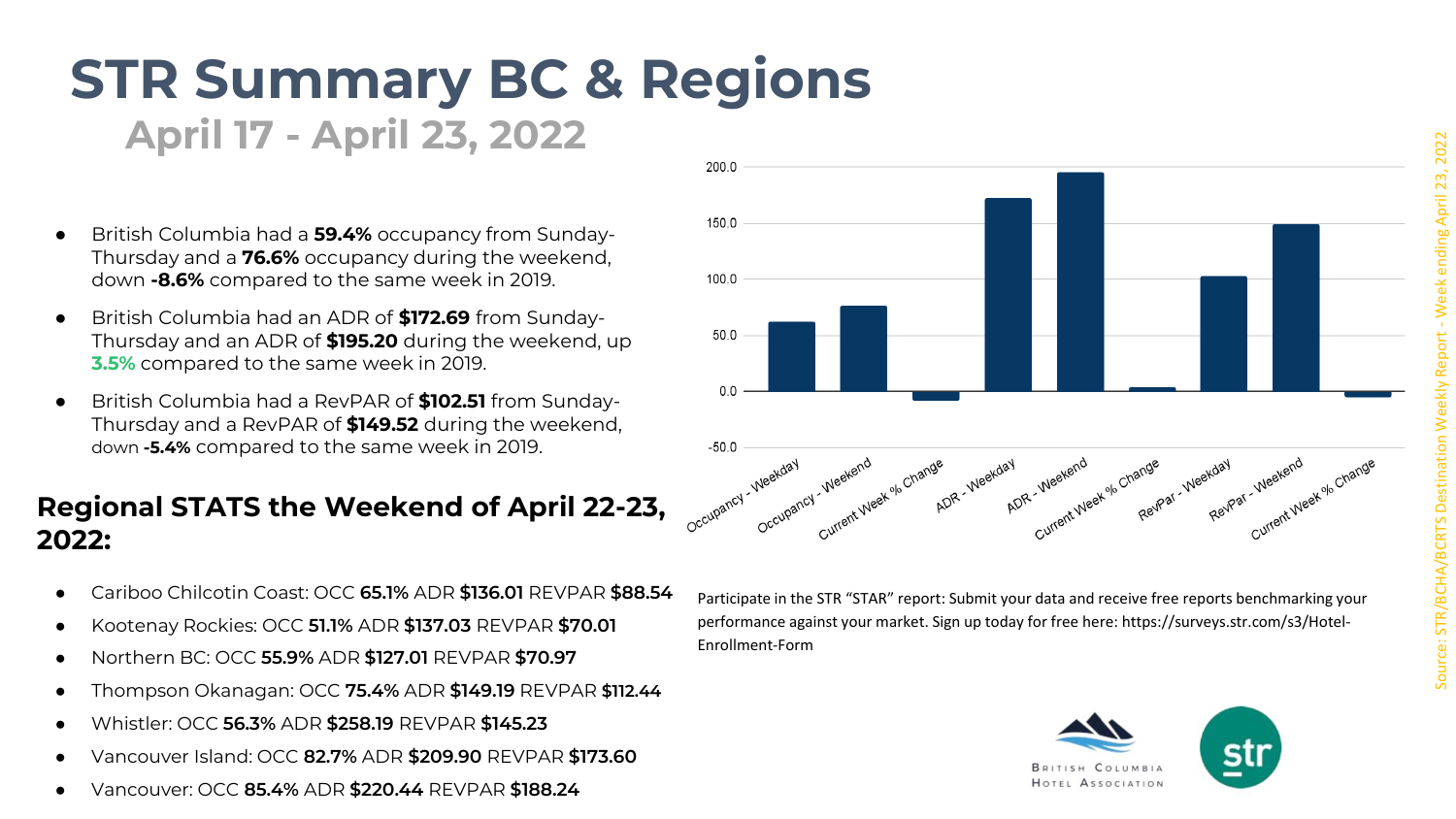# STR Summary BC & Regions

## April 17 - April 23, 2022

- British Columbia had a **59.4%** occupancy from Sunday-Thursday and a **76.6%** occupancy during the weekend, down **-8.6%** compared to the same week in 2019.
- British Columbia had an ADR of **$172.69** from Sunday-Thursday and an ADR of **$195.20** during the weekend, up **3.5%** compared to the same week in 2019.
- British Columbia had a RevPAR of **$102.51** from Sunday-Thursday and a RevPAR of **$149.52** during the weekend, down **-5.4%** compared to the same week in 2019.

## Regional STATS the Weekend of April 22-23, 2022:

- Cariboo Chilcotin Coast: OCC **65.1%** ADR **$136.01** REVPAR **$88.54**
- Kootenay Rockies: OCC **51.1%** ADR **$137.03** REVPAR **$70.01**
- Northern BC: OCC **55.9%** ADR **$127.01** REVPAR **$70.97**
- Thompson Okanagan: OCC **75.4%** ADR **$149.19** REVPAR **$112.44**
- Whistler: OCC **56.3%** ADR **$258.19** REVPAR **$145.23**
- Vancouver Island: OCC **82.7%** ADR **$209.90** REVPAR **$173.60**
- Vancouver: OCC **85.4%** ADR **$220.44** REVPAR **$188.24**

Participate in the STR "STAR" report: Submit your data and receive free reports benchmarking your performance against your market. Sign up today for free here: https://surveys.str.com/s3/Hotel-Enrollment-Form

Source: STR/BCHA/BCRTS Destination Weekly Report - Week ending April 23, 2022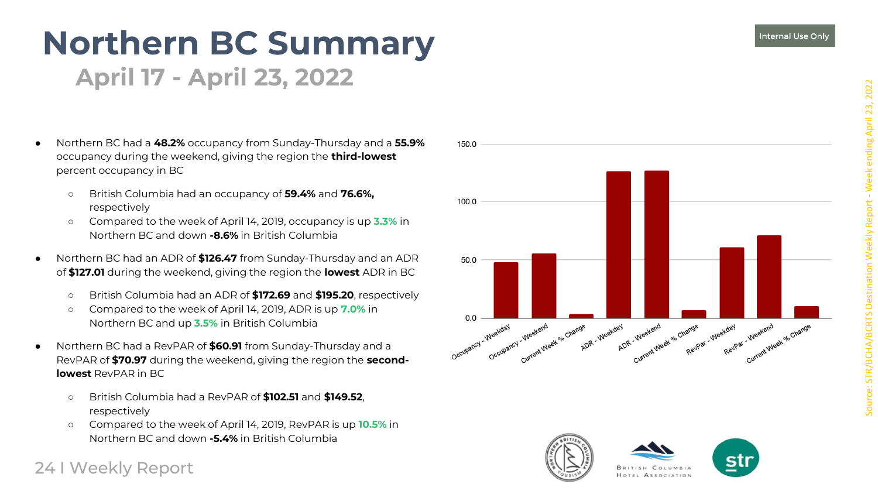# Northern BC Summary

## April 17 - April 23, 2022

Internal Use Only

- Northern BC had a **48.2%** occupancy from Sunday-Thursday and a **55.9%** occupancy during the weekend, giving the region the **third-lowest** percent occupancy in BC
  - British Columbia had an occupancy of **59.4%** and **76.6%,** respectively
  - Compared to the week of April 14, 2019, occupancy is up **3.3%** in Northern BC and down **-8.6%** in British Columbia
- Northern BC had an ADR of **$126.47** from Sunday-Thursday and an ADR of **$127.01** during the weekend, giving the region the **lowest** ADR in BC
  - British Columbia had an ADR of **$172.69** and **$195.20**, respectively
  - Compared to the week of April 14, 2019, ADR is up **7.0%** in Northern BC and up **3.5%** in British Columbia
- Northern BC had a RevPAR of **$60.91** from Sunday-Thursday and a RevPAR of **$70.97** during the weekend, giving the region the **second-lowest** RevPAR in BC
  - British Columbia had a RevPAR of **$102.51** and **$149.52**, respectively
  - Compared to the week of April 14, 2019, RevPAR is up **10.5%** in Northern BC and down **-5.4%** in British Columbia

150.0
100.0
50.0
0.0

Occupancy - Weekday
Occupancy - Weekend
Current Week % Change
ADR - Weekday
ADR - Weekend
Current Week % Change
RevPar - Weekday
RevPar - Weekend
Current Week % Change

Source: STR/BCHA/BCRTS Destination Weekly Report - Week ending April 23, 2022

Weekly Report